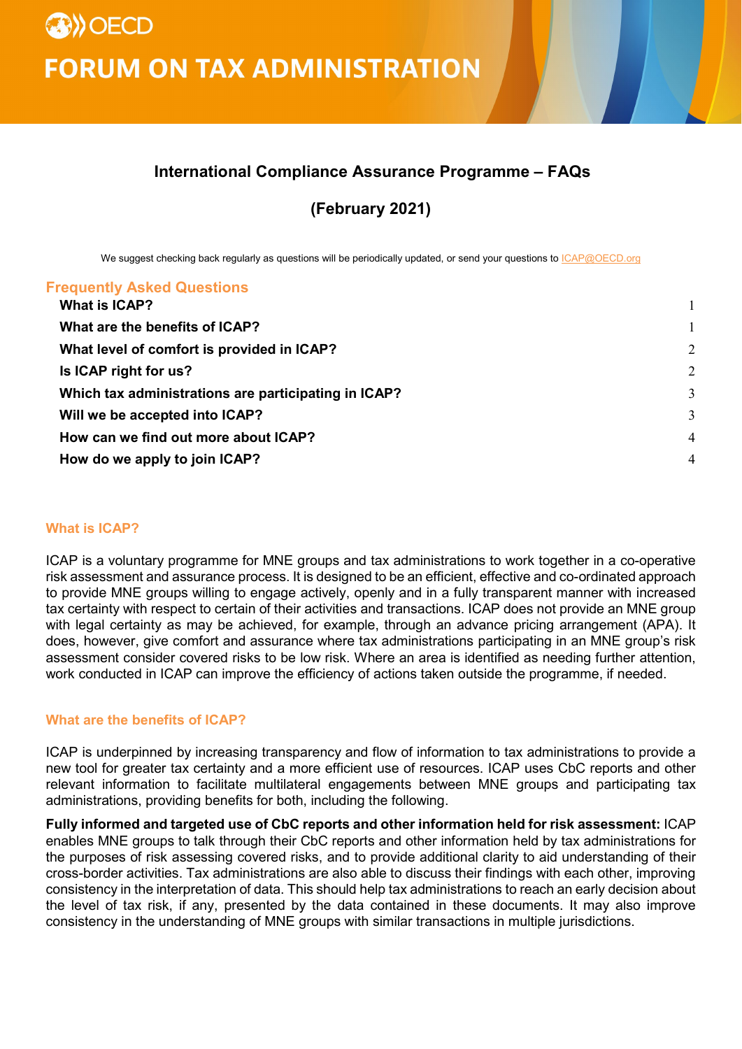# OECD FORUM ON TAX ADMINISTRATION

## International Compliance Assurance Programme – FAQs

## (February 2021)

We suggest checking back regularly as questions will be periodically updated, or send your questions to ICAP@OECD.org

### Frequently Asked Questions

| | |
|---|---|
| **What is ICAP?** | 1 |
| **What are the benefits of ICAP?** | 1 |
| **What level of comfort is provided in ICAP?** | 2 |
| **Is ICAP right for us?** | 2 |
| **Which tax administrations are participating in ICAP?** | 3 |
| **Will we be accepted into ICAP?** | 3 |
| **How can we find out more about ICAP?** | 4 |
| **How do we apply to join ICAP?** | 4 |

### What is ICAP?

ICAP is a voluntary programme for MNE groups and tax administrations to work together in a co-operative risk assessment and assurance process. It is designed to be an efficient, effective and co-ordinated approach to provide MNE groups willing to engage actively, openly and in a fully transparent manner with increased tax certainty with respect to certain of their activities and transactions. ICAP does not provide an MNE group with legal certainty as may be achieved, for example, through an advance pricing arrangement (APA). It does, however, give comfort and assurance where tax administrations participating in an MNE group's risk assessment consider covered risks to be low risk. Where an area is identified as needing further attention, work conducted in ICAP can improve the efficiency of actions taken outside the programme, if needed.

### What are the benefits of ICAP?

ICAP is underpinned by increasing transparency and flow of information to tax administrations to provide a new tool for greater tax certainty and a more efficient use of resources. ICAP uses CbC reports and other relevant information to facilitate multilateral engagements between MNE groups and participating tax administrations, providing benefits for both, including the following.

**Fully informed and targeted use of CbC reports and other information held for risk assessment:** ICAP enables MNE groups to talk through their CbC reports and other information held by tax administrations for the purposes of risk assessing covered risks, and to provide additional clarity to aid understanding of their cross-border activities. Tax administrations are also able to discuss their findings with each other, improving consistency in the interpretation of data. This should help tax administrations to reach an early decision about the level of tax risk, if any, presented by the data contained in these documents. It may also improve consistency in the understanding of MNE groups with similar transactions in multiple jurisdictions.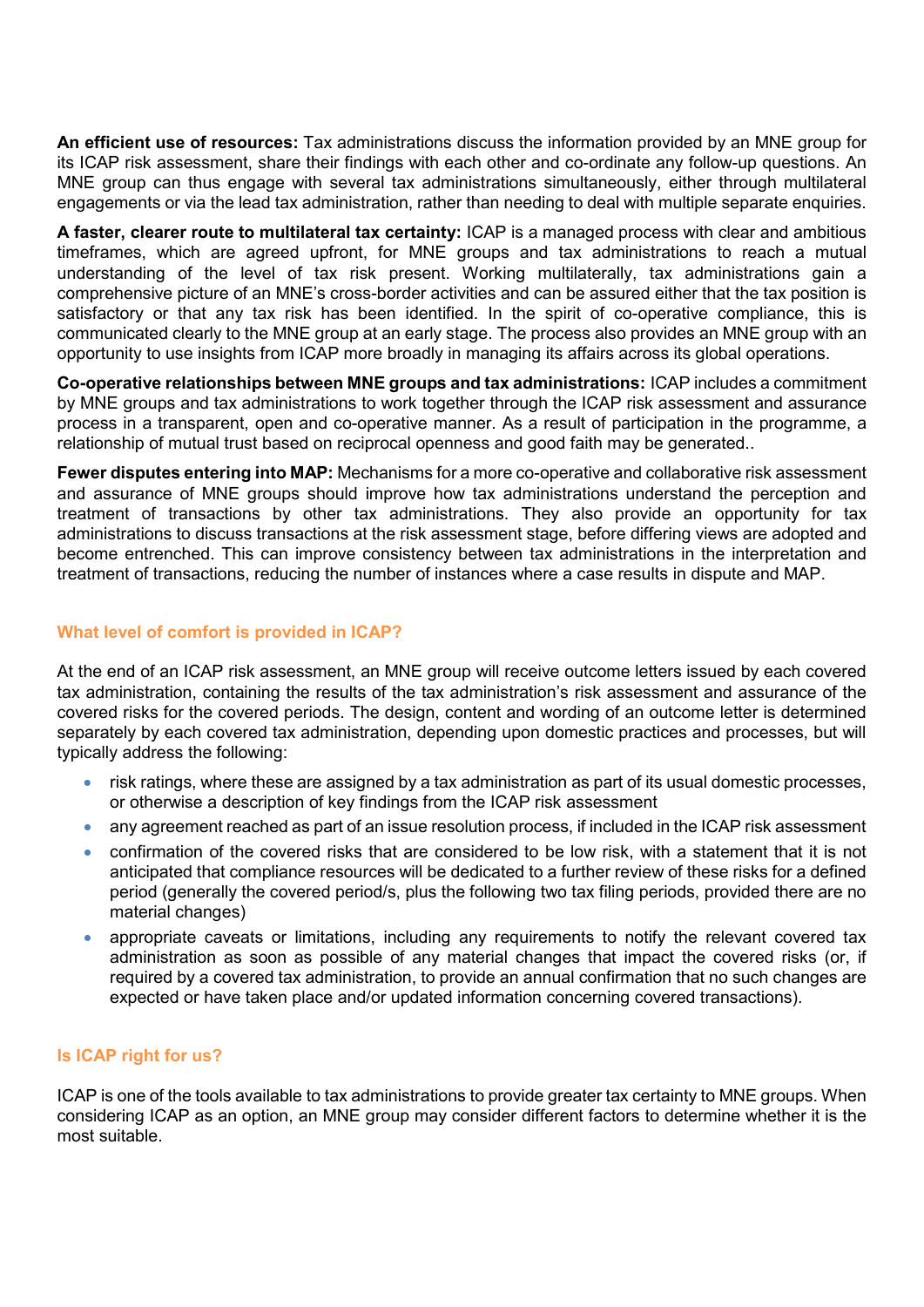**An efficient use of resources:** Tax administrations discuss the information provided by an MNE group for its ICAP risk assessment, share their findings with each other and co-ordinate any follow-up questions. An MNE group can thus engage with several tax administrations simultaneously, either through multilateral engagements or via the lead tax administration, rather than needing to deal with multiple separate enquiries.

**A faster, clearer route to multilateral tax certainty:** ICAP is a managed process with clear and ambitious timeframes, which are agreed upfront, for MNE groups and tax administrations to reach a mutual understanding of the level of tax risk present. Working multilaterally, tax administrations gain a comprehensive picture of an MNE's cross-border activities and can be assured either that the tax position is satisfactory or that any tax risk has been identified. In the spirit of co-operative compliance, this is communicated clearly to the MNE group at an early stage. The process also provides an MNE group with an opportunity to use insights from ICAP more broadly in managing its affairs across its global operations.

**Co-operative relationships between MNE groups and tax administrations:** ICAP includes a commitment by MNE groups and tax administrations to work together through the ICAP risk assessment and assurance process in a transparent, open and co-operative manner. As a result of participation in the programme, a relationship of mutual trust based on reciprocal openness and good faith may be generated..

**Fewer disputes entering into MAP:** Mechanisms for a more co-operative and collaborative risk assessment and assurance of MNE groups should improve how tax administrations understand the perception and treatment of transactions by other tax administrations. They also provide an opportunity for tax administrations to discuss transactions at the risk assessment stage, before differing views are adopted and become entrenched. This can improve consistency between tax administrations in the interpretation and treatment of transactions, reducing the number of instances where a case results in dispute and MAP.

## What level of comfort is provided in ICAP?

At the end of an ICAP risk assessment, an MNE group will receive outcome letters issued by each covered tax administration, containing the results of the tax administration's risk assessment and assurance of the covered risks for the covered periods. The design, content and wording of an outcome letter is determined separately by each covered tax administration, depending upon domestic practices and processes, but will typically address the following:

- risk ratings, where these are assigned by a tax administration as part of its usual domestic processes, or otherwise a description of key findings from the ICAP risk assessment
- any agreement reached as part of an issue resolution process, if included in the ICAP risk assessment
- confirmation of the covered risks that are considered to be low risk, with a statement that it is not anticipated that compliance resources will be dedicated to a further review of these risks for a defined period (generally the covered period/s, plus the following two tax filing periods, provided there are no material changes)
- appropriate caveats or limitations, including any requirements to notify the relevant covered tax administration as soon as possible of any material changes that impact the covered risks (or, if required by a covered tax administration, to provide an annual confirmation that no such changes are expected or have taken place and/or updated information concerning covered transactions).

## Is ICAP right for us?

ICAP is one of the tools available to tax administrations to provide greater tax certainty to MNE groups. When considering ICAP as an option, an MNE group may consider different factors to determine whether it is the most suitable.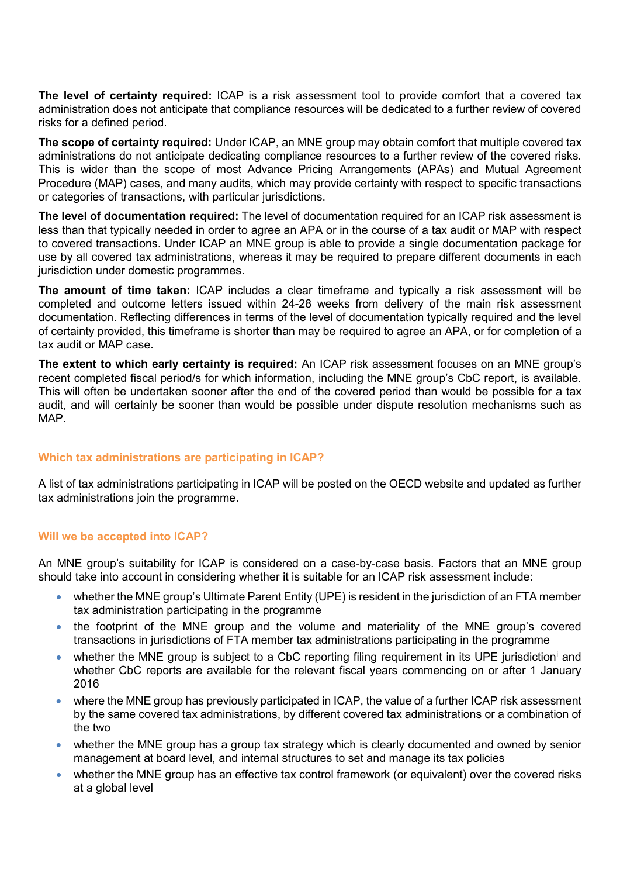**The level of certainty required:** ICAP is a risk assessment tool to provide comfort that a covered tax administration does not anticipate that compliance resources will be dedicated to a further review of covered risks for a defined period.

**The scope of certainty required:** Under ICAP, an MNE group may obtain comfort that multiple covered tax administrations do not anticipate dedicating compliance resources to a further review of the covered risks. This is wider than the scope of most Advance Pricing Arrangements (APAs) and Mutual Agreement Procedure (MAP) cases, and many audits, which may provide certainty with respect to specific transactions or categories of transactions, with particular jurisdictions.

**The level of documentation required:** The level of documentation required for an ICAP risk assessment is less than that typically needed in order to agree an APA or in the course of a tax audit or MAP with respect to covered transactions. Under ICAP an MNE group is able to provide a single documentation package for use by all covered tax administrations, whereas it may be required to prepare different documents in each jurisdiction under domestic programmes.

**The amount of time taken:** ICAP includes a clear timeframe and typically a risk assessment will be completed and outcome letters issued within 24-28 weeks from delivery of the main risk assessment documentation. Reflecting differences in terms of the level of documentation typically required and the level of certainty provided, this timeframe is shorter than may be required to agree an APA, or for completion of a tax audit or MAP case.

**The extent to which early certainty is required:** An ICAP risk assessment focuses on an MNE group's recent completed fiscal period/s for which information, including the MNE group's CbC report, is available. This will often be undertaken sooner after the end of the covered period than would be possible for a tax audit, and will certainly be sooner than would be possible under dispute resolution mechanisms such as MAP.

### Which tax administrations are participating in ICAP?

A list of tax administrations participating in ICAP will be posted on the OECD website and updated as further tax administrations join the programme.

### Will we be accepted into ICAP?

An MNE group's suitability for ICAP is considered on a case-by-case basis. Factors that an MNE group should take into account in considering whether it is suitable for an ICAP risk assessment include:

- whether the MNE group's Ultimate Parent Entity (UPE) is resident in the jurisdiction of an FTA member tax administration participating in the programme
- the footprint of the MNE group and the volume and materiality of the MNE group's covered transactions in jurisdictions of FTA member tax administrations participating in the programme
- whether the MNE group is subject to a CbC reporting filing requirement in its UPE jurisdiction[i] and whether CbC reports are available for the relevant fiscal years commencing on or after 1 January 2016
- where the MNE group has previously participated in ICAP, the value of a further ICAP risk assessment by the same covered tax administrations, by different covered tax administrations or a combination of the two
- whether the MNE group has a group tax strategy which is clearly documented and owned by senior management at board level, and internal structures to set and manage its tax policies
- whether the MNE group has an effective tax control framework (or equivalent) over the covered risks at a global level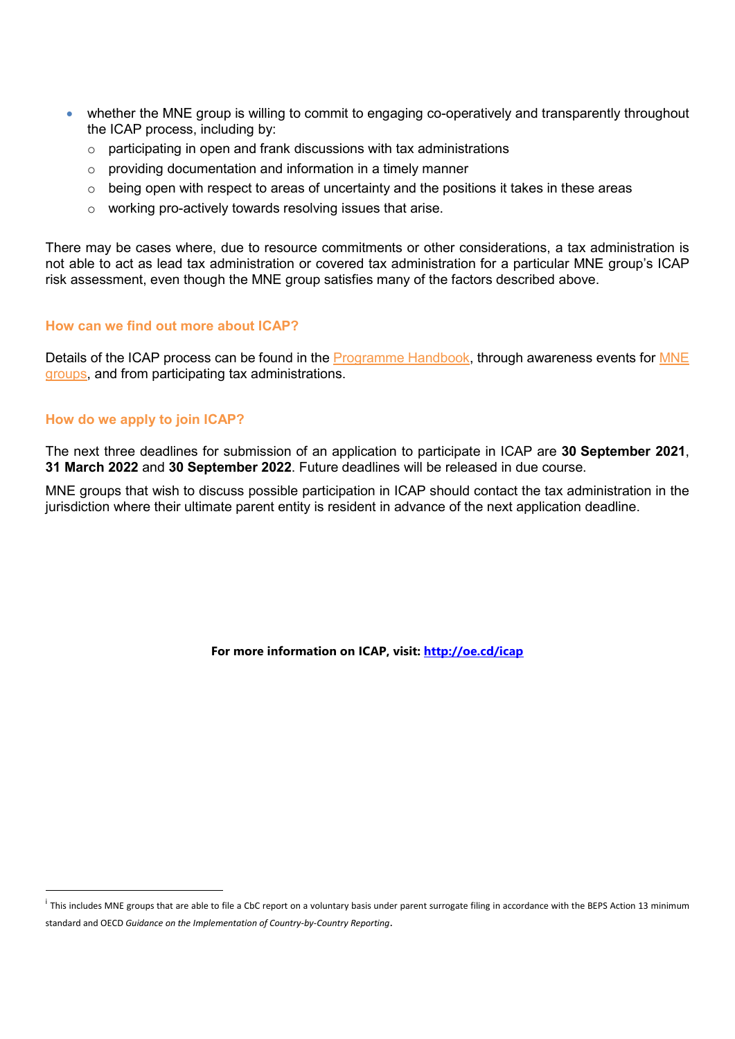- whether the MNE group is willing to commit to engaging co-operatively and transparently throughout the ICAP process, including by:
  - participating in open and frank discussions with tax administrations
  - providing documentation and information in a timely manner
  - being open with respect to areas of uncertainty and the positions it takes in these areas
  - working pro-actively towards resolving issues that arise.

There may be cases where, due to resource commitments or other considerations, a tax administration is not able to act as lead tax administration or covered tax administration for a particular MNE group's ICAP risk assessment, even though the MNE group satisfies many of the factors described above.

### How can we find out more about ICAP?

Details of the ICAP process can be found in the Programme Handbook, through awareness events for MNE groups, and from participating tax administrations.

### How do we apply to join ICAP?

The next three deadlines for submission of an application to participate in ICAP are **30 September 2021**, **31 March 2022** and **30 September 2022**. Future deadlines will be released in due course.

MNE groups that wish to discuss possible participation in ICAP should contact the tax administration in the jurisdiction where their ultimate parent entity is resident in advance of the next application deadline.

**For more information on ICAP, visit: http://oe.cd/icap**

---

[i] This includes MNE groups that are able to file a CbC report on a voluntary basis under parent surrogate filing in accordance with the BEPS Action 13 minimum standard and OECD *Guidance on the Implementation of Country-by-Country Reporting*.